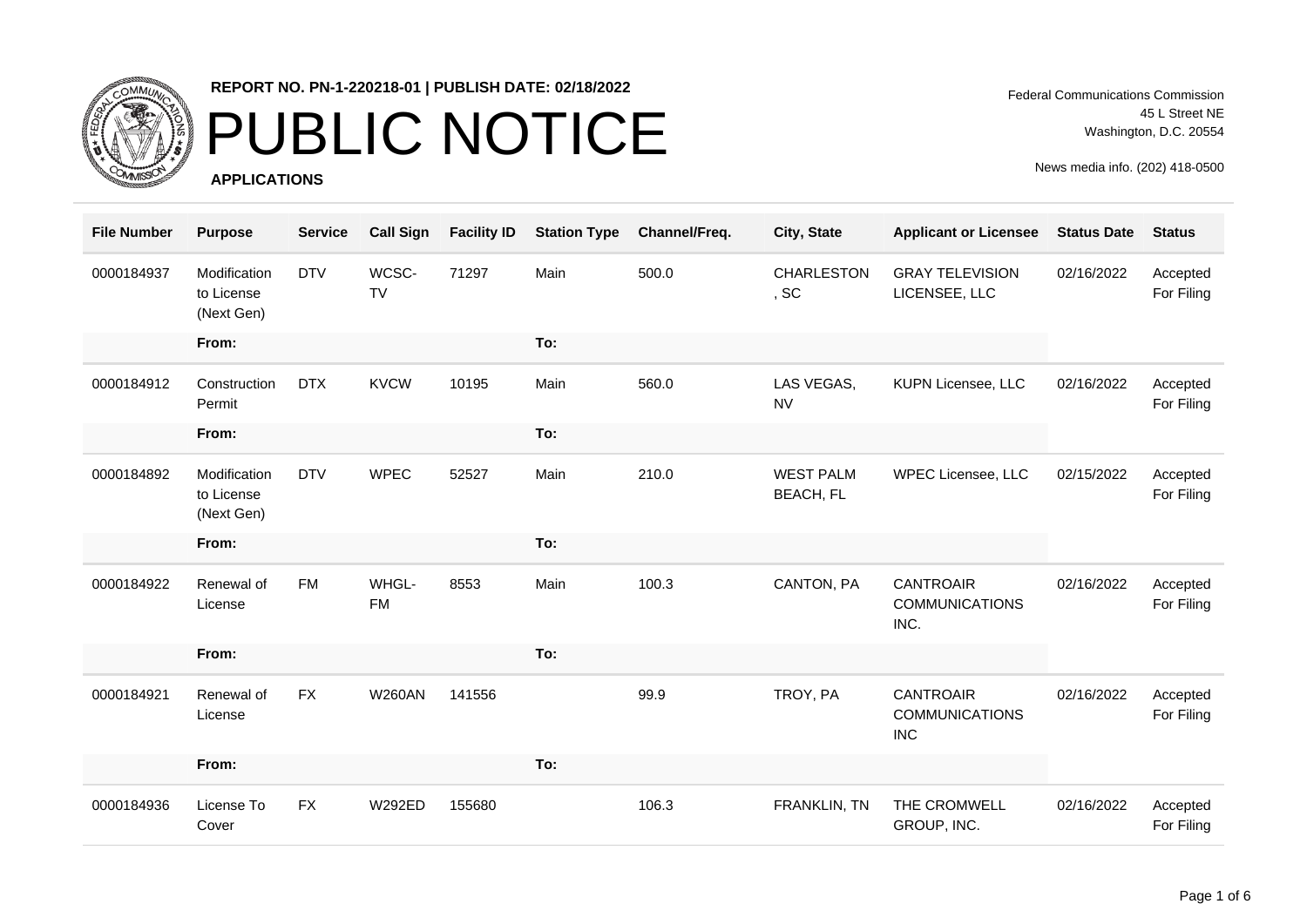**REPORT NO. PN-1-220218-01 | PUBLISH DATE: 02/18/2022**

# PUBLIC NOTICE

**APPLICATIONS**

Federal Communications Commission
45 L Street NE
Washington, D.C. 20554

News media info. (202) 418-0500

| File Number | Purpose | Service | Call Sign | Facility ID | Station Type | Channel/Freq. | City, State | Applicant or Licensee | Status Date | Status |
|---|---|---|---|---|---|---|---|---|---|---|
| 0000184937 | Modification to License (Next Gen) | DTV | WCSC-TV | 71297 | Main | 500.0 | CHARLESTON, SC | GRAY TELEVISION LICENSEE, LLC | 02/16/2022 | Accepted For Filing |
| | From: | | | | To: | | | | | |
| 0000184912 | Construction Permit | DTX | KVCW | 10195 | Main | 560.0 | LAS VEGAS, NV | KUPN Licensee, LLC | 02/16/2022 | Accepted For Filing |
| | From: | | | | To: | | | | | |
| 0000184892 | Modification to License (Next Gen) | DTV | WPEC | 52527 | Main | 210.0 | WEST PALM BEACH, FL | WPEC Licensee, LLC | 02/15/2022 | Accepted For Filing |
| | From: | | | | To: | | | | | |
| 0000184922 | Renewal of License | FM | WHGL-FM | 8553 | Main | 100.3 | CANTON, PA | CANTROAIR COMMUNICATIONS INC. | 02/16/2022 | Accepted For Filing |
| | From: | | | | To: | | | | | |
| 0000184921 | Renewal of License | FX | W260AN | 141556 | | 99.9 | TROY, PA | CANTROAIR COMMUNICATIONS INC | 02/16/2022 | Accepted For Filing |
| | From: | | | | To: | | | | | |
| 0000184936 | License To Cover | FX | W292ED | 155680 | | 106.3 | FRANKLIN, TN | THE CROMWELL GROUP, INC. | 02/16/2022 | Accepted For Filing |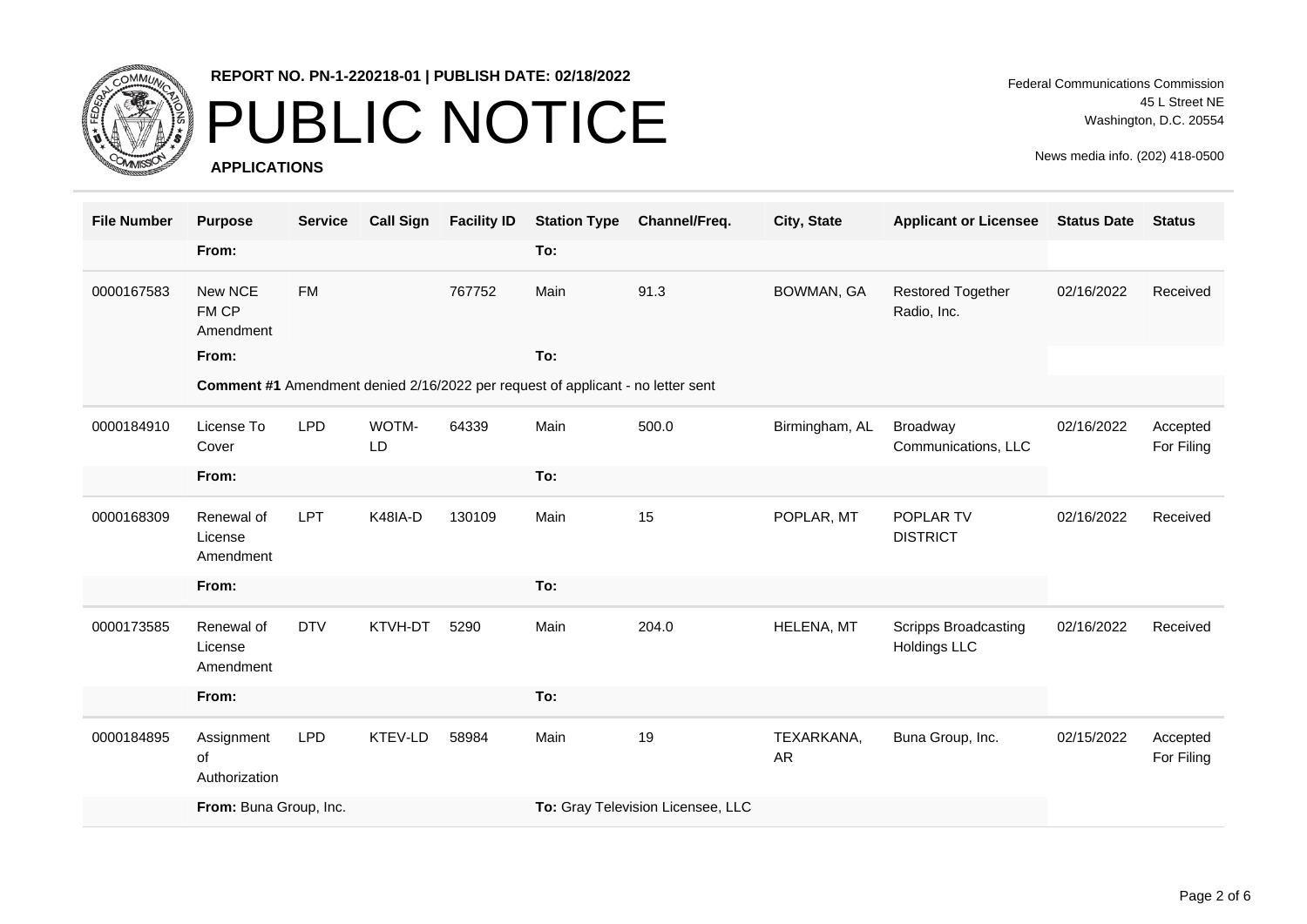REPORT NO. PN-1-220218-01 | PUBLISH DATE: 02/18/2022

# PUBLIC NOTICE

**APPLICATIONS**

Federal Communications Commission
45 L Street NE
Washington, D.C. 20554

News media info. (202) 418-0500

| File Number | Purpose | Service | Call Sign | Facility ID | Station Type | Channel/Freq. | City, State | Applicant or Licensee | Status Date | Status |
|---|---|---|---|---|---|---|---|---|---|---|
| | **From:** | | | | **To:** | | | | | |
| 0000167583 | New NCE FM CP Amendment | FM | | 767752 | Main | 91.3 | BOWMAN, GA | Restored Together Radio, Inc. | 02/16/2022 | Received |
| | **From:** | | | | **To:** | | | | | |
| | **Comment #1** Amendment denied 2/16/2022 per request of applicant - no letter sent | | | | | | | | | |
| 0000184910 | License To Cover | LPD | WOTM-LD | 64339 | Main | 500.0 | Birmingham, AL | Broadway Communications, LLC | 02/16/2022 | Accepted For Filing |
| | **From:** | | | | **To:** | | | | | |
| 0000168309 | Renewal of License Amendment | LPT | K48IA-D | 130109 | Main | 15 | POPLAR, MT | POPLAR TV DISTRICT | 02/16/2022 | Received |
| | **From:** | | | | **To:** | | | | | |
| 0000173585 | Renewal of License Amendment | DTV | KTVH-DT | 5290 | Main | 204.0 | HELENA, MT | Scripps Broadcasting Holdings LLC | 02/16/2022 | Received |
| | **From:** | | | | **To:** | | | | | |
| 0000184895 | Assignment of Authorization | LPD | KTEV-LD | 58984 | Main | 19 | TEXARKANA, AR | Buna Group, Inc. | 02/15/2022 | Accepted For Filing |
| | **From:** Buna Group, Inc. | | | | **To:** Gray Television Licensee, LLC | | | | | |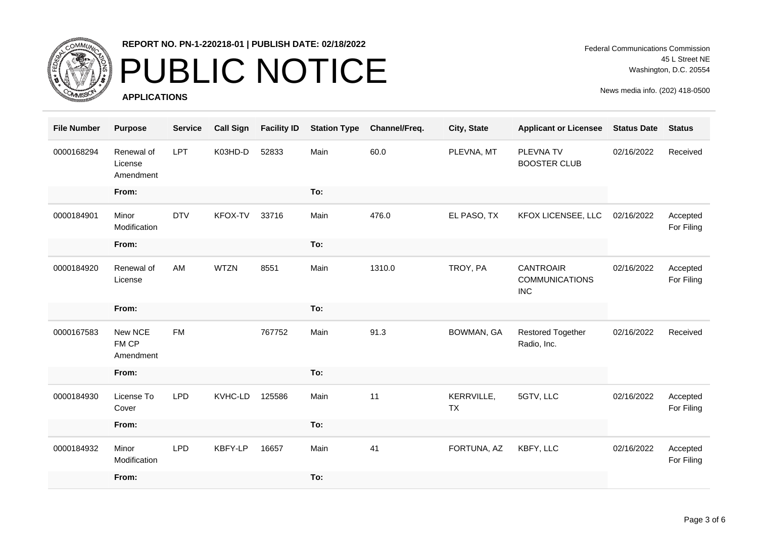**REPORT NO. PN-1-220218-01 | PUBLISH DATE: 02/18/2022**

# PUBLIC NOTICE

**APPLICATIONS**

Federal Communications Commission
45 L Street NE
Washington, D.C. 20554

News media info. (202) 418-0500

| File Number | Purpose | Service | Call Sign | Facility ID | Station Type | Channel/Freq. | City, State | Applicant or Licensee | Status Date | Status |
|---|---|---|---|---|---|---|---|---|---|---|
| 0000168294 | Renewal of License Amendment | LPT | K03HD-D | 52833 | Main | 60.0 | PLEVNA, MT | PLEVNA TV BOOSTER CLUB | 02/16/2022 | Received |
| | **From:** | | | | **To:** | | | | | |
| 0000184901 | Minor Modification | DTV | KFOX-TV | 33716 | Main | 476.0 | EL PASO, TX | KFOX LICENSEE, LLC | 02/16/2022 | Accepted For Filing |
| | **From:** | | | | **To:** | | | | | |
| 0000184920 | Renewal of License | AM | WTZN | 8551 | Main | 1310.0 | TROY, PA | CANTROAIR COMMUNICATIONS INC | 02/16/2022 | Accepted For Filing |
| | **From:** | | | | **To:** | | | | | |
| 0000167583 | New NCE FM CP Amendment | FM | | 767752 | Main | 91.3 | BOWMAN, GA | Restored Together Radio, Inc. | 02/16/2022 | Received |
| | **From:** | | | | **To:** | | | | | |
| 0000184930 | License To Cover | LPD | KVHC-LD | 125586 | Main | 11 | KERRVILLE, TX | 5GTV, LLC | 02/16/2022 | Accepted For Filing |
| | **From:** | | | | **To:** | | | | | |
| 0000184932 | Minor Modification | LPD | KBFY-LP | 16657 | Main | 41 | FORTUNA, AZ | KBFY, LLC | 02/16/2022 | Accepted For Filing |
| | **From:** | | | | **To:** | | | | | |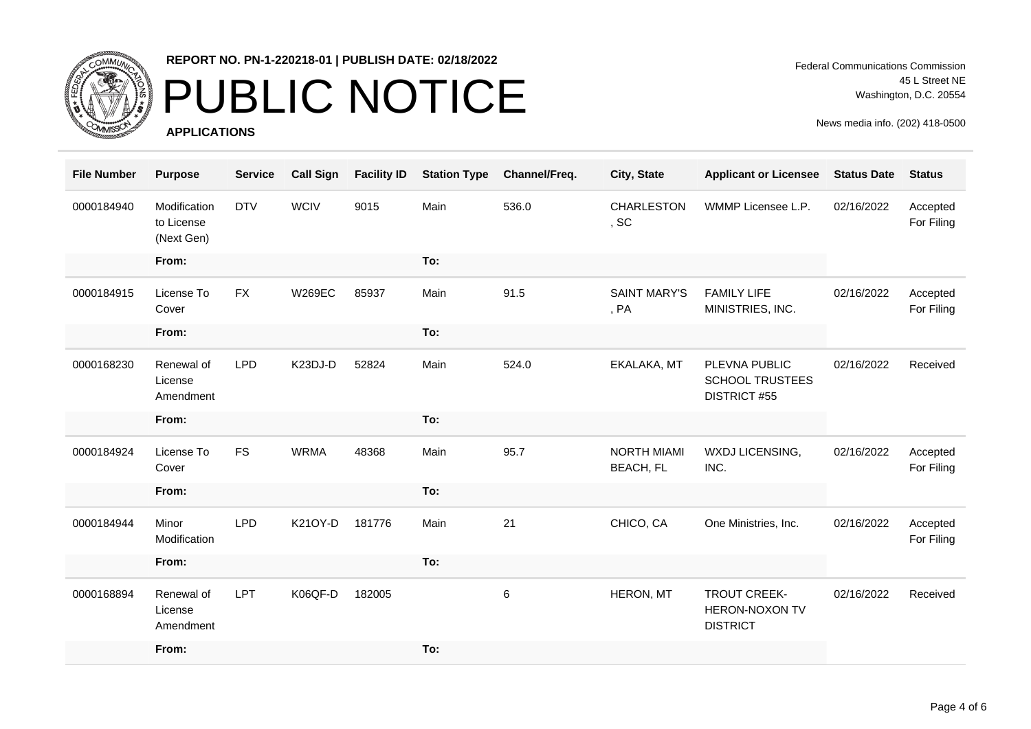REPORT NO. PN-1-220218-01 | PUBLISH DATE: 02/18/2022

# PUBLIC NOTICE

**APPLICATIONS**

Federal Communications Commission
45 L Street NE
Washington, D.C. 20554

News media info. (202) 418-0500

| File Number | Purpose | Service | Call Sign | Facility ID | Station Type | Channel/Freq. | City, State | Applicant or Licensee | Status Date | Status |
|---|---|---|---|---|---|---|---|---|---|---|
| 0000184940 | Modification to License (Next Gen) | DTV | WCIV | 9015 | Main | 536.0 | CHARLESTON , SC | WMMP Licensee L.P. | 02/16/2022 | Accepted For Filing |
| | **From:** | | | | **To:** | | | | | |
| 0000184915 | License To Cover | FX | W269EC | 85937 | Main | 91.5 | SAINT MARY'S , PA | FAMILY LIFE MINISTRIES, INC. | 02/16/2022 | Accepted For Filing |
| | **From:** | | | | **To:** | | | | | |
| 0000168230 | Renewal of License Amendment | LPD | K23DJ-D | 52824 | Main | 524.0 | EKALAKA, MT | PLEVNA PUBLIC SCHOOL TRUSTEES DISTRICT #55 | 02/16/2022 | Received |
| | **From:** | | | | **To:** | | | | | |
| 0000184924 | License To Cover | FS | WRMA | 48368 | Main | 95.7 | NORTH MIAMI BEACH, FL | WXDJ LICENSING, INC. | 02/16/2022 | Accepted For Filing |
| | **From:** | | | | **To:** | | | | | |
| 0000184944 | Minor Modification | LPD | K21OY-D | 181776 | Main | 21 | CHICO, CA | One Ministries, Inc. | 02/16/2022 | Accepted For Filing |
| | **From:** | | | | **To:** | | | | | |
| 0000168894 | Renewal of License Amendment | LPT | K06QF-D | 182005 | | 6 | HERON, MT | TROUT CREEK-HERON-NOXON TV DISTRICT | 02/16/2022 | Received |
| | **From:** | | | | **To:** | | | | | |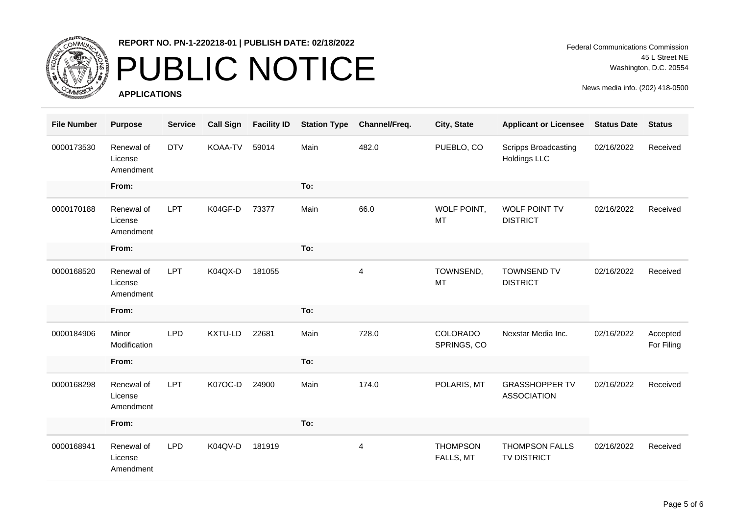**REPORT NO. PN-1-220218-01 | PUBLISH DATE: 02/18/2022**

# PUBLIC NOTICE

**APPLICATIONS**

Federal Communications Commission
45 L Street NE
Washington, D.C. 20554

News media info. (202) 418-0500

| File Number | Purpose | Service | Call Sign | Facility ID | Station Type | Channel/Freq. | City, State | Applicant or Licensee | Status Date | Status |
|---|---|---|---|---|---|---|---|---|---|---|
| 0000173530 | Renewal of License Amendment | DTV | KOAA-TV | 59014 | Main | 482.0 | PUEBLO, CO | Scripps Broadcasting Holdings LLC | 02/16/2022 | Received |
| | **From:** | | | | **To:** | | | | | |
| 0000170188 | Renewal of License Amendment | LPT | K04GF-D | 73377 | Main | 66.0 | WOLF POINT, MT | WOLF POINT TV DISTRICT | 02/16/2022 | Received |
| | **From:** | | | | **To:** | | | | | |
| 0000168520 | Renewal of License Amendment | LPT | K04QX-D | 181055 | | 4 | TOWNSEND, MT | TOWNSEND TV DISTRICT | 02/16/2022 | Received |
| | **From:** | | | | **To:** | | | | | |
| 0000184906 | Minor Modification | LPD | KXTU-LD | 22681 | Main | 728.0 | COLORADO SPRINGS, CO | Nexstar Media Inc. | 02/16/2022 | Accepted For Filing |
| | **From:** | | | | **To:** | | | | | |
| 0000168298 | Renewal of License Amendment | LPT | K07OC-D | 24900 | Main | 174.0 | POLARIS, MT | GRASSHOPPER TV ASSOCIATION | 02/16/2022 | Received |
| | **From:** | | | | **To:** | | | | | |
| 0000168941 | Renewal of License Amendment | LPD | K04QV-D | 181919 | | 4 | THOMPSON FALLS, MT | THOMPSON FALLS TV DISTRICT | 02/16/2022 | Received |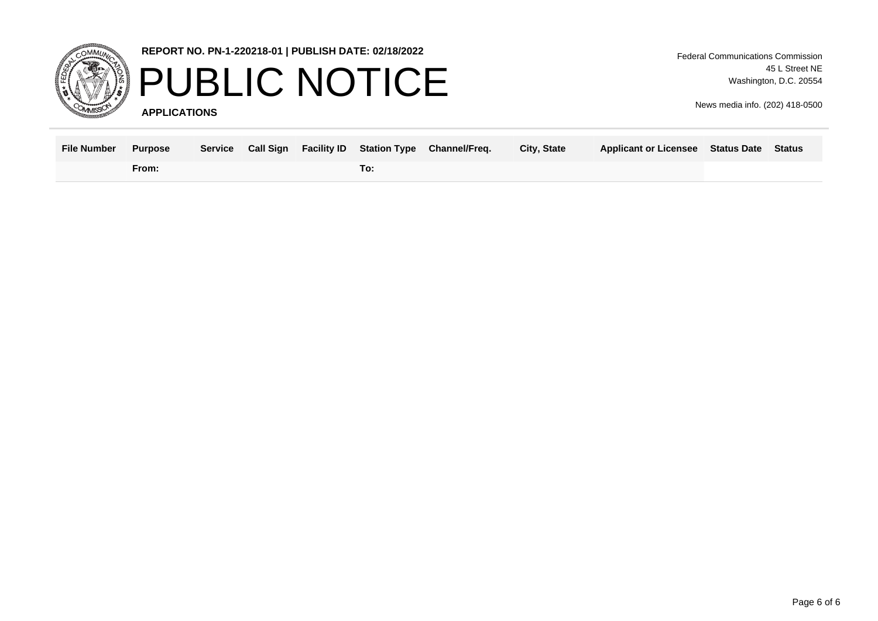REPORT NO. PN-1-220218-01 | PUBLISH DATE: 02/18/2022

# PUBLIC NOTICE

**APPLICATIONS**

Federal Communications Commission
45 L Street NE
Washington, D.C. 20554

News media info. (202) 418-0500

| File Number | Purpose | Service | Call Sign | Facility ID | Station Type | Channel/Freq. | City, State | Applicant or Licensee | Status Date | Status |
|---|---|---|---|---|---|---|---|---|---|---|
| | From: | | | | To: | | | | | |